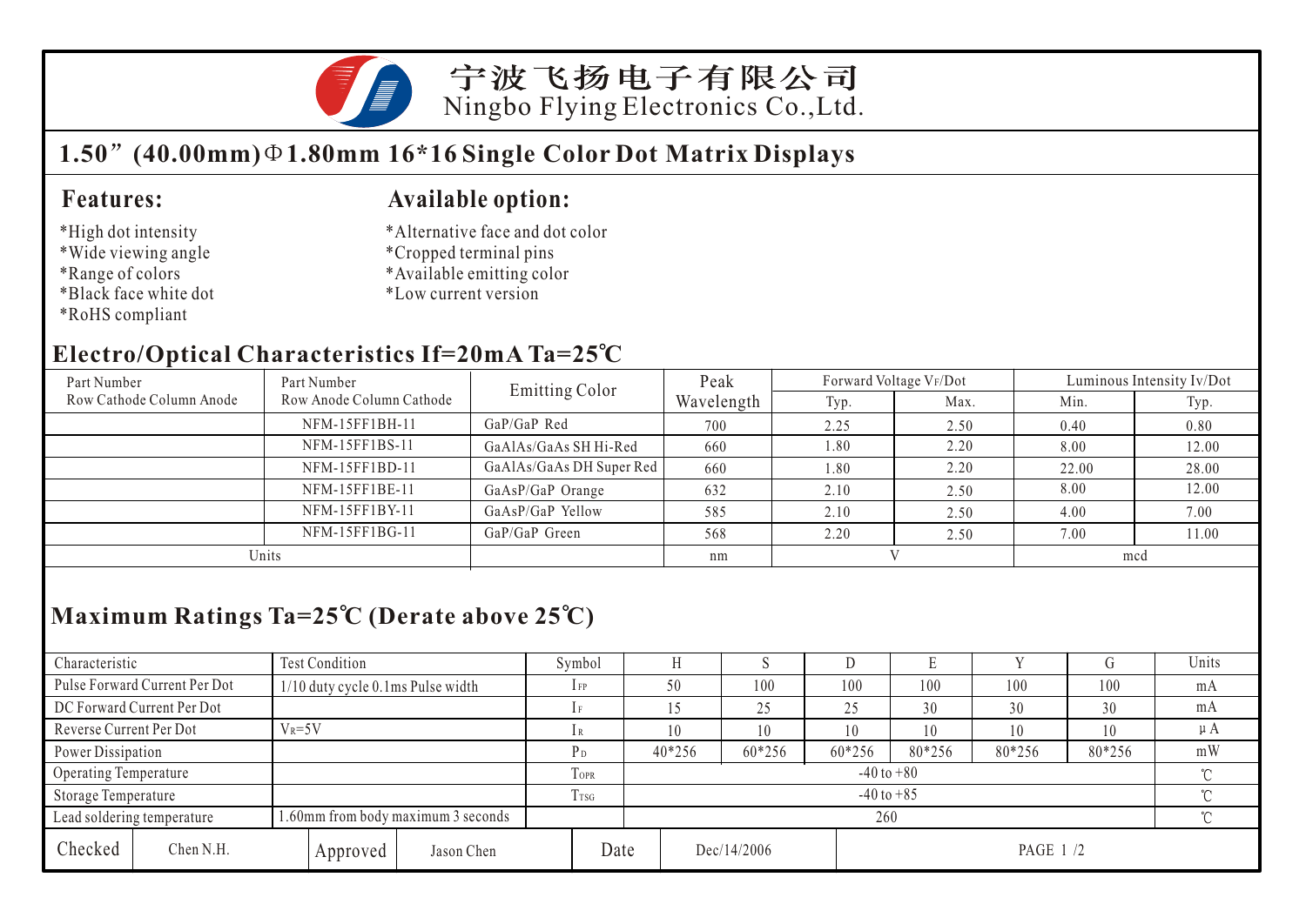宁波飞扬电子有限公司
Ningbo Flying Electronics Co.,Ltd.

# 1.50”(40.00mm)Φ1.80mm 16*16 Single Color Dot Matrix Displays

## Features:

*High dot intensity
*Wide viewing angle
*Range of colors
*Black face white dot
*RoHS compliant

## Available option:

*Alternative face and dot color
*Cropped terminal pins
*Available emitting color
*Low current version

## Electro/Optical Characteristics If=20mA Ta=25℃

| Part Number Row Cathode Column Anode | Part Number Row Anode Column Cathode | Emitting Color | Peak Wavelength | Forward Voltage $V_F$/Dot | | Luminous Intensity Iv/Dot | |
|---|---|---|---|---|---|---|---|
| | | | | Typ. | Max. | Min. | Typ. |
| | NFM-15FF1BH-11 | GaP/GaP Red | 700 | 2.25 | 2.50 | 0.40 | 0.80 |
| | NFM-15FF1BS-11 | GaAlAs/GaAs SH Hi-Red | 660 | 1.80 | 2.20 | 8.00 | 12.00 |
| | NFM-15FF1BD-11 | GaAlAs/GaAs DH Super Red | 660 | 1.80 | 2.20 | 22.00 | 28.00 |
| | NFM-15FF1BE-11 | GaAsP/GaP Orange | 632 | 2.10 | 2.50 | 8.00 | 12.00 |
| | NFM-15FF1BY-11 | GaAsP/GaP Yellow | 585 | 2.10 | 2.50 | 4.00 | 7.00 |
| | NFM-15FF1BG-11 | GaP/GaP Green | 568 | 2.20 | 2.50 | 7.00 | 11.00 |
| Units | | | nm | V | | mcd | |

## Maximum Ratings Ta=25℃ (Derate above 25℃)

| Characteristic | Test Condition | Symbol | H | S | D | E | Y | G | Units |
|---|---|---|---|---|---|---|---|---|---|
| Pulse Forward Current Per Dot | 1/10 duty cycle 0.1ms Pulse width | $I_{FP}$ | 50 | 100 | 100 | 100 | 100 | 100 | mA |
| DC Forward Current Per Dot | | $I_F$ | 15 | 25 | 25 | 30 | 30 | 30 | mA |
| Reverse Current Per Dot | $V_R$=5V | $I_R$ | 10 | 10 | 10 | 10 | 10 | 10 | μA |
| Power Dissipation | | $P_D$ | 40*256 | 60*256 | 60*256 | 80*256 | 80*256 | 80*256 | mW |
| Operating Temperature | | $T_{OPR}$ | -40 to +80 | | | | | | ℃ |
| Storage Temperature | | $T_{TSG}$ | -40 to +85 | | | | | | ℃ |
| Lead soldering temperature | 1.60mm from body maximum 3 seconds | | 260 | | | | | | ℃ |

| Checked | Chen N.H. | Approved | Jason Chen | Date | Dec/14/2006 |
|---|---|---|---|---|---|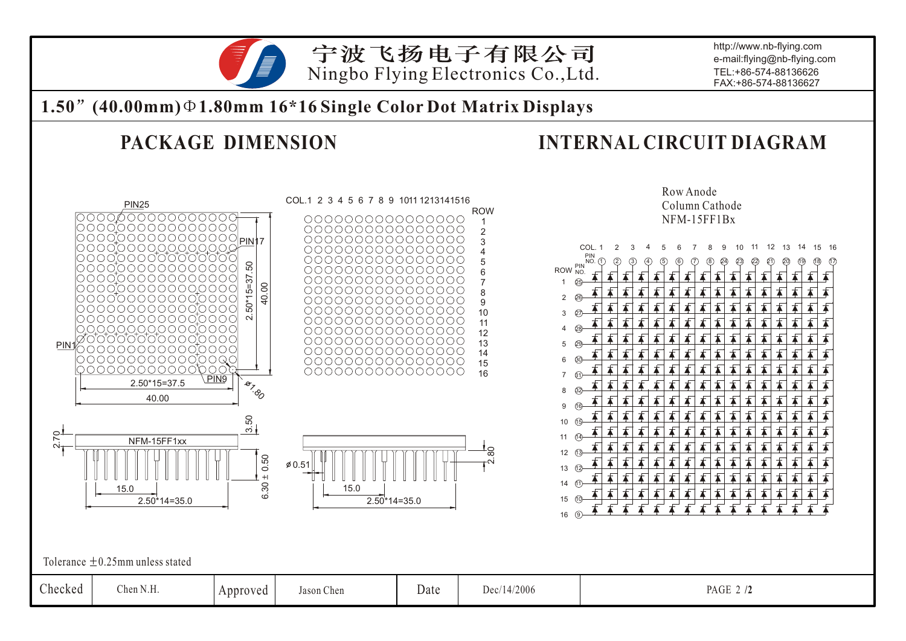宁波飞扬电子有限公司
Ningbo Flying Electronics Co.,Ltd.

http://www.nb-flying.com
e-mail:flying@nb-flying.com
TEL:+86-574-88136626
FAX:+86-574-88136627

# 1.50”(40.00mm)Φ1.80mm 16*16 Single Color Dot Matrix Displays

## PACKAGE DIMENSION

PIN25
PIN17
PIN1
PIN9
2.50*15=37.50
40.00
2.50*15=37.5
40.00
ø1.80

COL.1 2 3 4 5 6 7 8 9 10 11 12 13 14 15 16
ROW 1 2 3 4 5 6 7 8 9 10 11 12 13 14 15 16

2.70
3.50
NFM-15FF1xx
6.30 ± 0.50
15.0
2.50*14=35.0

ø 0.51
2.80
15.0
2.50*14=35.0

## INTERNAL CIRCUIT DIAGRAM

Row Anode
Column Cathode
NFM-15FF1Bx

| COL. | 1 | 2 | 3 | 4 | 5 | 6 | 7 | 8 | 9 | 10 | 11 | 12 | 13 | 14 | 15 | 16 |
|---|---|---|---|---|---|---|---|---|---|---|---|---|---|---|---|---|
| PIN NO. | 1 | 2 | 3 | 4 | 5 | 6 | 7 | 8 | 24 | 23 | 22 | 21 | 20 | 19 | 18 | 17 |

| ROW | PIN NO. |
|---|---|
| 1 | 25 |
| 2 | 26 |
| 3 | 27 |
| 4 | 28 |
| 5 | 29 |
| 6 | 30 |
| 7 | 31 |
| 8 | 32 |
| 9 | 16 |
| 10 | 15 |
| 11 | 14 |
| 12 | 13 |
| 13 | 12 |
| 14 | 11 |
| 15 | 10 |
| 16 | 9 |

Tolerance ±0.25mm unless stated

| Checked | Chen N.H. | Approved | Jason Chen | Date | Dec/14/2006 |
|---|---|---|---|---|---|